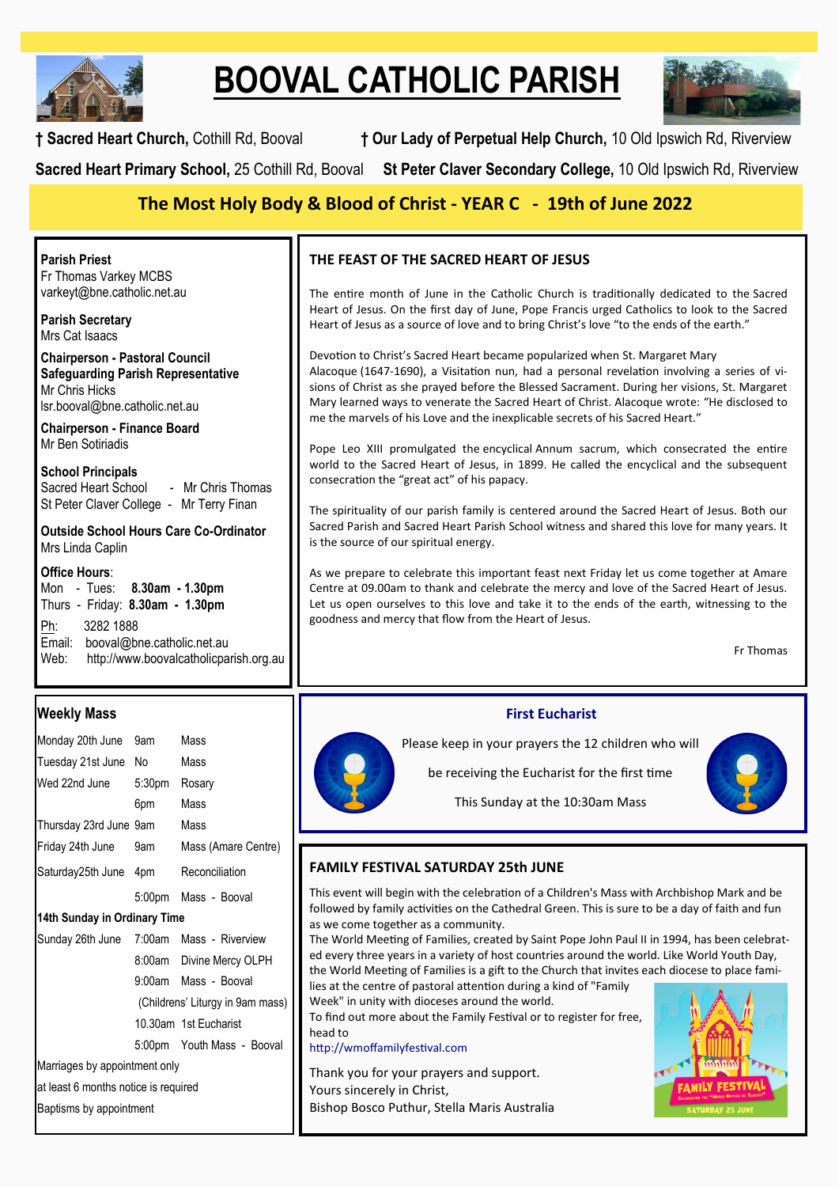# BOOVAL CATHOLIC PARISH

**† Sacred Heart Church,** Cothill Rd, Booval  **† Our Lady of Perpetual Help Church,** 10 Old Ipswich Rd, Riverview

**Sacred Heart Primary School,** 25 Cothill Rd, Booval  **St Peter Claver Secondary College,** 10 Old Ipswich Rd, Riverview

## The Most Holy Body & Blood of Christ - YEAR C - 19th of June 2022

**Parish Priest**
Fr Thomas Varkey MCBS
varkeyt@bne.catholic.net.au

**Parish Secretary**
Mrs Cat Isaacs

**Chairperson - Pastoral Council**
**Safeguarding Parish Representative**
Mr Chris Hicks
lsr.booval@bne.catholic.net.au

**Chairperson - Finance Board**
Mr Ben Sotiriadis

**School Principals**
Sacred Heart School - Mr Chris Thomas
St Peter Claver College - Mr Terry Finan

**Outside School Hours Care Co-Ordinator**
Mrs Linda Caplin

**Office Hours**:
Mon - Tues: **8.30am - 1.30pm**
Thurs - Friday: **8.30am - 1.30pm**

Ph: 3282 1888
Email: booval@bne.catholic.net.au
Web: http://www.boovalcatholicparish.org.au

### THE FEAST OF THE SACRED HEART OF JESUS

The entire month of June in the Catholic Church is traditionally dedicated to the Sacred Heart of Jesus. On the first day of June, Pope Francis urged Catholics to look to the Sacred Heart of Jesus as a source of love and to bring Christ's love "to the ends of the earth."

Devotion to Christ's Sacred Heart became popularized when St. Margaret Mary Alacoque (1647-1690), a Visitation nun, had a personal revelation involving a series of visions of Christ as she prayed before the Blessed Sacrament. During her visions, St. Margaret Mary learned ways to venerate the Sacred Heart of Christ. Alacoque wrote: "He disclosed to me the marvels of his Love and the inexplicable secrets of his Sacred Heart."

Pope Leo XIII promulgated the encyclical Annum sacrum, which consecrated the entire world to the Sacred Heart of Jesus, in 1899. He called the encyclical and the subsequent consecration the "great act" of his papacy.

The spirituality of our parish family is centered around the Sacred Heart of Jesus. Both our Sacred Parish and Sacred Heart Parish School witness and shared this love for many years. It is the source of our spiritual energy.

As we prepare to celebrate this important feast next Friday let us come together at Amare Centre at 09.00am to thank and celebrate the mercy and love of the Sacred Heart of Jesus. Let us open ourselves to this love and take it to the ends of the earth, witnessing to the goodness and mercy that flow from the Heart of Jesus.

Fr Thomas

### Weekly Mass

| | | |
|---|---|---|
| Monday 20th June | 9am | Mass |
| Tuesday 21st June | No | Mass |
| Wed 22nd June | 5:30pm | Rosary |
| | 6pm | Mass |
| Thursday 23rd June | 9am | Mass |
| Friday 24th June | 9am | Mass (Amare Centre) |
| Saturday25th June | 4pm | Reconciliation |
| | 5:00pm | Mass - Booval |
| **14th Sunday in Ordinary Time** | | |
| Sunday 26th June | 7:00am | Mass - Riverview |
| | 8:00am | Divine Mercy OLPH |
| | 9:00am | Mass - Booval |
| | | (Childrens' Liturgy in 9am mass) |
| | 10.30am | 1st Eucharist |
| | 5:00pm | Youth Mass - Booval |

Marriages by appointment only
at least 6 months notice is required
Baptisms by appointment

### First Eucharist

Please keep in your prayers the 12 children who will

be receiving the Eucharist for the first time

This Sunday at the 10:30am Mass

### FAMILY FESTIVAL SATURDAY 25th JUNE

This event will begin with the celebration of a Children's Mass with Archbishop Mark and be followed by family activities on the Cathedral Green. This is sure to be a day of faith and fun as we come together as a community.
The World Meeting of Families, created by Saint Pope John Paul II in 1994, has been celebrated every three years in a variety of host countries around the world. Like World Youth Day, the World Meeting of Families is a gift to the Church that invites each diocese to place families at the centre of pastoral attention during a kind of "Family Week" in unity with dioceses around the world.
To find out more about the Family Festival or to register for free, head to
http://wmoffamilyfestival.com

Thank you for your prayers and support.
Yours sincerely in Christ,
Bishop Bosco Puthur, Stella Maris Australia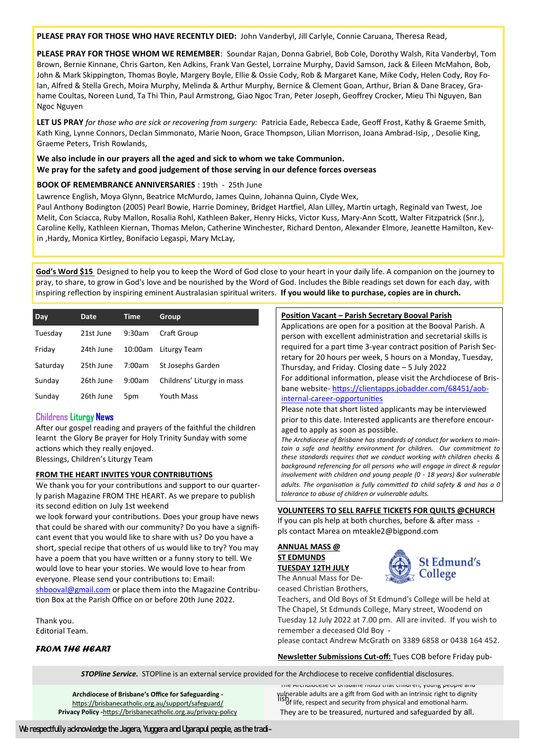**PLEASE PRAY FOR THOSE WHO HAVE RECENTLY DIED:** John Vanderbyl, Jill Carlyle, Connie Caruana, Theresa Read,

**PLEASE PRAY FOR THOSE WHOM WE REMEMBER**: Soundar Rajan, Donna Gabriel, Bob Cole, Dorothy Walsh, Rita Vanderbyl, Tom Brown, Bernie Kinnane, Chris Garton, Ken Adkins, Frank Van Gestel, Lorraine Murphy, David Samson, Jack & Eileen McMahon, Bob, John & Mark Skippington, Thomas Boyle, Margery Boyle, Ellie & Ossie Cody, Rob & Margaret Kane, Mike Cody, Helen Cody, Roy Folan, Alfred & Stella Grech, Moira Murphy, Melinda & Arthur Murphy, Bernice & Clement Goan, Arthur, Brian & Dane Bracey, Grahame Coultas, Noreen Lund, Ta Thi Thin, Paul Armstrong, Giao Ngoc Tran, Peter Joseph, Geoffrey Crocker, Mieu Thi Nguyen, Ban Ngoc Nguyen

**LET US PRAY** *for those who are sick or recovering from surgery:* Patricia Eade, Rebecca Eade, Geoff Frost, Kathy & Graeme Smith, Kath King, Lynne Connors, Declan Simmonato, Marie Noon, Grace Thompson, Lilian Morrison, Joana Ambrad-Isip, , Desolie King, Graeme Peters, Trish Rowlands,

**We also include in our prayers all the aged and sick to whom we take Communion.**
**We pray for the safety and good judgement of those serving in our defence forces overseas**

**BOOK OF REMEMBRANCE ANNIVERSARIES** : 19th - 25th June

Lawrence English, Moya Glynn, Beatrice McMurdo, James Quinn, Johanna Quinn, Clyde Wex,
Paul Anthony Bodington (2005) Pearl Bowie, Harrie Dominey, Bridget Hartfiel, Alan Lilley, Martin urtagh, Reginald van Twest, Joe Melit, Con Sciacca, Ruby Mallon, Rosalia Rohl, Kathleen Baker, Henry Hicks, Victor Kuss, Mary-Ann Scott, Walter Fitzpatrick (Snr.), Caroline Kelly, Kathleen Kiernan, Thomas Melon, Catherine Winchester, Richard Denton, Alexander Elmore, Jeanette Hamilton, Kevin ,Hardy, Monica Kirtley, Bonifacio Legaspi, Mary McLay,

**God's Word $15** Designed to help you to keep the Word of God close to your heart in your daily life. A companion on the journey to pray, to share, to grow in God's love and be nourished by the Word of God. Includes the Bible readings set down for each day, with inspiring reflection by inspiring eminent Australasian spiritual writers. **If you would like to purchase, copies are in church.**

| Day | Date | Time | Group |
|---|---|---|---|
| Tuesday | 21st June | 9:30am | Craft Group |
| Friday | 24th June | 10:00am | Liturgy Team |
| Saturday | 25th June | 7:00am | St Josephs Garden |
| Sunday | 26th June | 9:00am | Childrens' Liturgy in mass |
| Sunday | 26th June | 5pm | Youth Mass |

## Childrens Liturgy News

After our gospel reading and prayers of the faithful the children learnt the Glory Be prayer for Holy Trinity Sunday with some actions which they really enjoyed.
Blessings, Children's Liturgy Team

**FROM THE HEART INVITES YOUR CONTRIBUTIONS**

We thank you for your contributions and support to our quarterly parish Magazine FROM THE HEART. As we prepare to publish its second edition on July 1st weekend
we look forward your contributions. Does your group have news that could be shared with our community? Do you have a significant event that you would like to share with us? Do you have a short, special recipe that others of us would like to try? You may have a poem that you have written or a funny story to tell. We would love to hear your stories. We would love to hear from everyone. Please send your contributions to: Email: shbooval@gmail.com or place them into the Magazine Contribution Box at the Parish Office on or before 20th June 2022.

Thank you.
Editorial Team.

*FROM THE HEART*

**Position Vacant – Parish Secretary Booval Parish**

Applications are open for a position at the Booval Parish. A person with excellent administration and secretarial skills is required for a part time 3-year contract position of Parish Secretary for 20 hours per week, 5 hours on a Monday, Tuesday, Thursday, and Friday. Closing date – 5 July 2022
For additional information, please visit the Archdiocese of Brisbane website- https://clientapps.jobadder.com/68451/aob-internal-career-opportunities
Please note that short listed applicants may be interviewed prior to this date. Interested applicants are therefore encouraged to apply as soon as possible.
*The Archdiocese of Brisbane has standards of conduct for workers to maintain a safe and healthy environment for children. Our commitment to these standards requires that we conduct working with children checks & background referencing for all persons who will engage in direct & regular involvement with children and young people (0 - 18 years) &or vulnerable adults. The organisation is fully committed to child safety & and has a 0 tolerance to abuse of children or vulnerable adults.*

**VOLUNTEERS TO SELL RAFFLE TICKETS FOR QUILTS @CHURCH**

If you can pls help at both churches, before & after mass - pls contact Marea on mteakle2@bigpond.com

**ANNUAL MASS @ ST EDMUNDS TUESDAY 12TH JULY**

St Edmund's College

The Annual Mass for Deceased Christian Brothers, Teachers, and Old Boys of St Edmund's College will be held at The Chapel, St Edmunds College, Mary street, Woodend on Tuesday 12 July 2022 at 7.00 pm. All are invited. If you wish to remember a deceased Old Boy - please contact Andrew McGrath on 3389 6858 or 0438 164 452.

**Newsletter Submissions Cut-off:** Tues COB before Friday pub-

***STOPline Service.*** STOPline is an external service provided for the Archdiocese to receive confidential disclosures.

**Archdiocese of Brisbane's Office for Safeguarding -**
https://brisbanecatholic.org.au/support/safeguard/
**Privacy Policy -**https://brisbanecatholic.org.au/privacy-policy

The Archdiocese of Brisbane holds that children, young people and vulnerable adults are a gift from God with an intrinsic right to dignity of life, respect and security from physical and emotional harm. They are to be treasured, nurtured and safeguarded by all.

We respectfully acknowledge the Jagera, Yuggera and Ugarapul people, as the tradi-